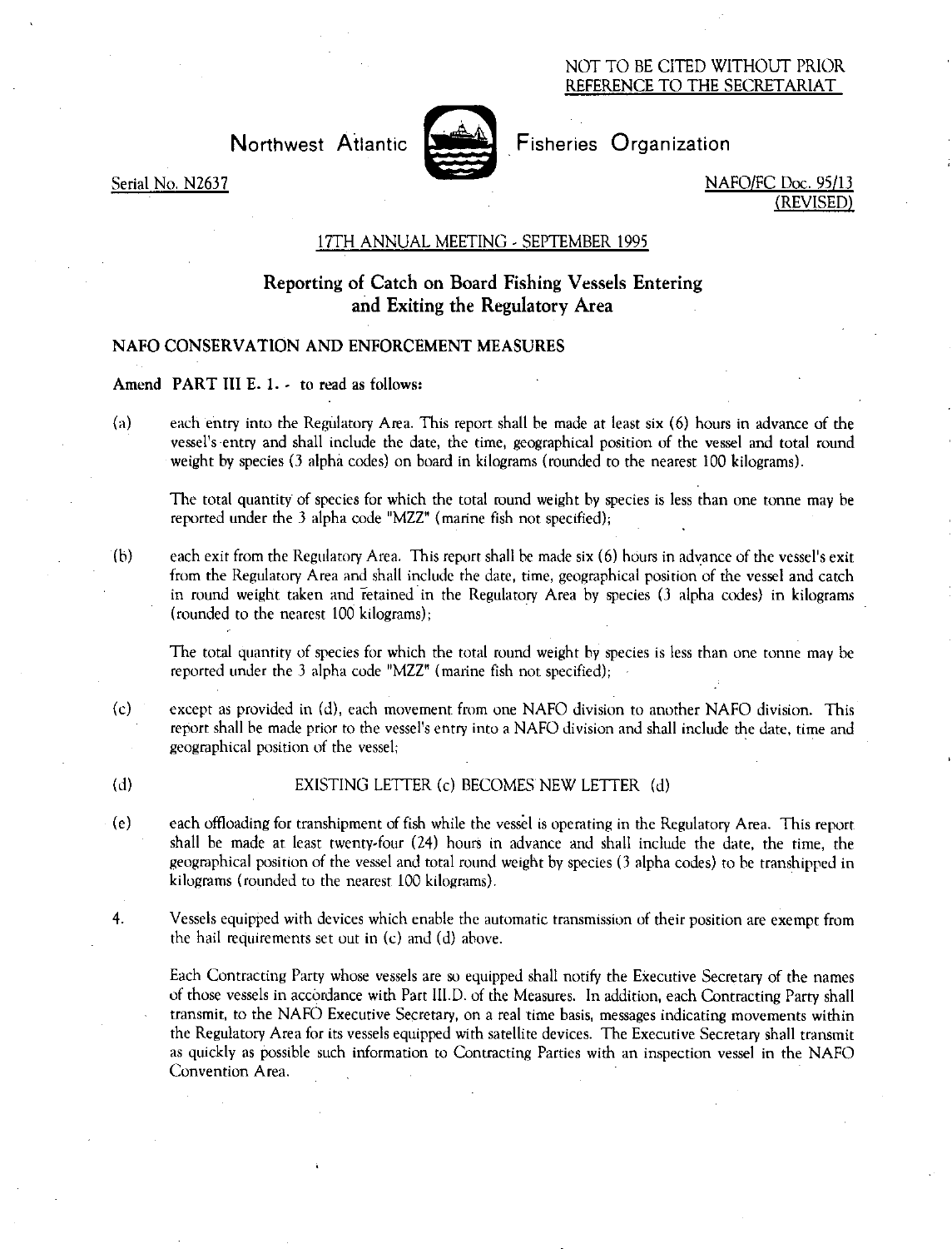NOT TO BE CITED WITHOUT PRIOR REFERENCE TO THE SECRETARIAT

Northwest Atlantic Fisheries Organization

Serial No. N2637

NAFO/FC Doc. 95/13 (REVISED)

17TH ANNUAL MEETING - SEPTEMBER 1995

# Reporting of Catch on Board Fishing Vessels Entering and Exiting the Regulatory Area

## NAFO CONSERVATION AND ENFORCEMENT MEASURES

**Amend PART III E. 1.** - to read as follows:

(a) each entry into the Regulatory Area. This report shall be made at least six (6) hours in advance of the vessel's entry and shall include the date, the time, geographical position of the vessel and total round weight by species (3 alpha codes) on board in kilograms (rounded to the nearest 100 kilograms).

The total quantity of species for which the total round weight by species is less than one tonne may be reported under the 3 alpha code "MZZ" (marine fish not specified);

(b) each exit from the Regulatory Area. This report shall be made six (6) hours in advance of the vessel's exit from the Regulatory Area and shall include the date, time, geographical position of the vessel and catch in round weight taken and retained in the Regulatory Area by species (3 alpha codes) in kilograms (rounded to the nearest 100 kilograms);

The total quantity of species for which the total round weight by species is less than one tonne may be reported under the 3 alpha code "MZZ" (marine fish not specified);

(c) except as provided in (d), each movement from one NAFO division to another NAFO division. This report shall be made prior to the vessel's entry into a NAFO division and shall include the date, time and geographical position of the vessel;

(d) EXISTING LETTER (c) BECOMES NEW LETTER (d)

(e) each offloading for transhipment of fish while the vessel is operating in the Regulatory Area. This report shall be made at least twenty-four (24) hours in advance and shall include the date, the time, the geographical position of the vessel and total round weight by species (3 alpha codes) to be transhipped in kilograms (rounded to the nearest 100 kilograms).

4. Vessels equipped with devices which enable the automatic transmission of their position are exempt from the hail requirements set out in (c) and (d) above.

Each Contracting Party whose vessels are so equipped shall notify the Executive Secretary of the names of those vessels in accordance with Part III.D. of the Measures. In addition, each Contracting Party shall transmit, to the NAFO Executive Secretary, on a real time basis, messages indicating movements within the Regulatory Area for its vessels equipped with satellite devices. The Executive Secretary shall transmit as quickly as possible such information to Contracting Parties with an inspection vessel in the NAFO Convention Area.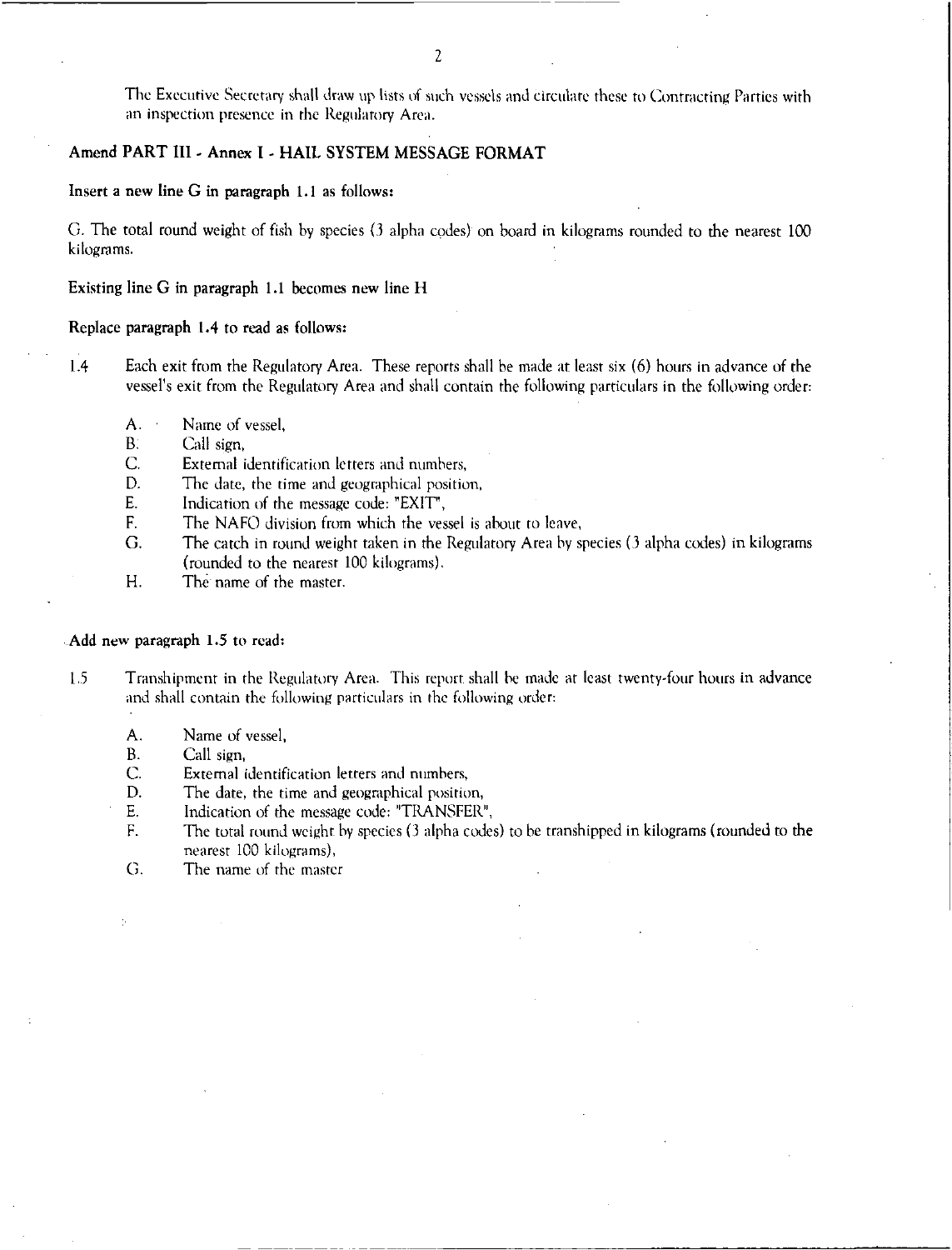The Executive Secretary shall draw up lists of such vessels and circulate these to Contracting Parties with an inspection presence in the Regulatory Area.

**Amend PART III - Annex I - HAIL SYSTEM MESSAGE FORMAT**

**Insert a new line G in paragraph 1.1 as follows:**

G. The total round weight of fish by species (3 alpha codes) on board in kilograms rounded to the nearest 100 kilograms.

**Existing line G in paragraph 1.1 becomes new line H**

**Replace paragraph 1.4 to read as follows:**

1.4 Each exit from the Regulatory Area. These reports shall be made at least six (6) hours in advance of the vessel's exit from the Regulatory Area and shall contain the following particulars in the following order:

- A. Name of vessel,
- B. Call sign,
- C. External identification letters and numbers,
- D. The date, the time and geographical position,
- E. Indication of the message code: "EXIT",
- F. The NAFO division from which the vessel is about to leave,
- G. The catch in round weight taken in the Regulatory Area by species (3 alpha codes) in kilograms (rounded to the nearest 100 kilograms).
- H. The name of the master.

**Add new paragraph 1.5 to read:**

1.5 Transhipment in the Regulatory Area. This report shall be made at least twenty-four hours in advance and shall contain the following particulars in the following order:

- A. Name of vessel,
- B. Call sign,
- C. External identification letters and numbers,
- D. The date, the time and geographical position,
- E. Indication of the message code: "TRANSFER",
- F. The total round weight by species (3 alpha codes) to be transhipped in kilograms (rounded to the nearest 100 kilograms),
- G. The name of the master